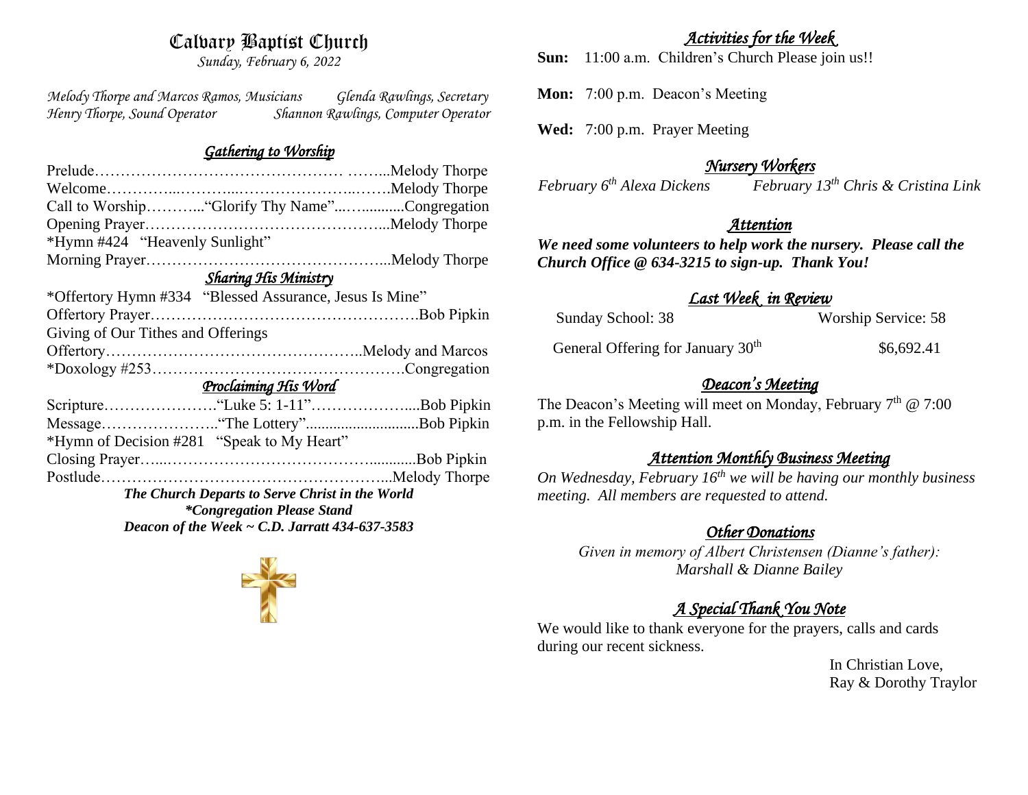# Calvary Baptist Church

*Sunday, February 6, 2022*

*Melody Thorpe and Marcos Ramos, Musicians* *Glenda Rawlings, Secretary*
*Henry Thorpe, Sound Operator* *Shannon Rawlings, Computer Operator*

## *Gathering to Worship*

Prelude……………………………………………………Melody Thorpe
Welcome…………………………………………………Melody Thorpe
Call to Worship………..."Glorify Thy Name"……………Congregation
Opening Prayer…………………………………………...Melody Thorpe
*Hymn #424 "Heavenly Sunlight"
Morning Prayer…………………………………………...Melody Thorpe

## *Sharing His Ministry*

*Offertory Hymn #334 "Blessed Assurance, Jesus Is Mine"
Offertory Prayer…………………………………………….Bob Pipkin
Giving of Our Tithes and Offerings
Offertory…………………………………………..Melody and Marcos
*Doxology #253…………………………………………….Congregation

## *Proclaiming His Word*

Scripture………………….."Luke 5: 1-11"………………....Bob Pipkin
Message………………….."The Lottery"..............................Bob Pipkin
*Hymn of Decision #281 "Speak to My Heart"
Closing Prayer……………………………………….............Bob Pipkin
Postlude…………………………………………………...Melody Thorpe

***The Church Departs to Serve Christ in the World***
***\*Congregation Please Stand***
***Deacon of the Week ~ C.D. Jarratt 434-637-3583***

## *Activities for the Week*

**Sun:** 11:00 a.m. Children's Church Please join us!!

**Mon:** 7:00 p.m. Deacon's Meeting

**Wed:** 7:00 p.m. Prayer Meeting

## *Nursery Workers*

*February 6th Alexa Dickens* *February 13th Chris & Cristina Link*

## *Attention*

***We need some volunteers to help work the nursery. Please call the Church Office @ 634-3215 to sign-up. Thank You!***

## *Last Week in Review*

| Sunday School: 38 | Worship Service: 58 |
|---|---|
| General Offering for January 30th | $6,692.41 |

## *Deacon's Meeting*

The Deacon's Meeting will meet on Monday, February 7th @ 7:00 p.m. in the Fellowship Hall.

## *Attention Monthly Business Meeting*

*On Wednesday, February 16th we will be having our monthly business meeting. All members are requested to attend.*

## *Other Donations*

*Given in memory of Albert Christensen (Dianne's father):*
*Marshall & Dianne Bailey*

## *A Special Thank You Note*

We would like to thank everyone for the prayers, calls and cards during our recent sickness.

In Christian Love,
Ray & Dorothy Traylor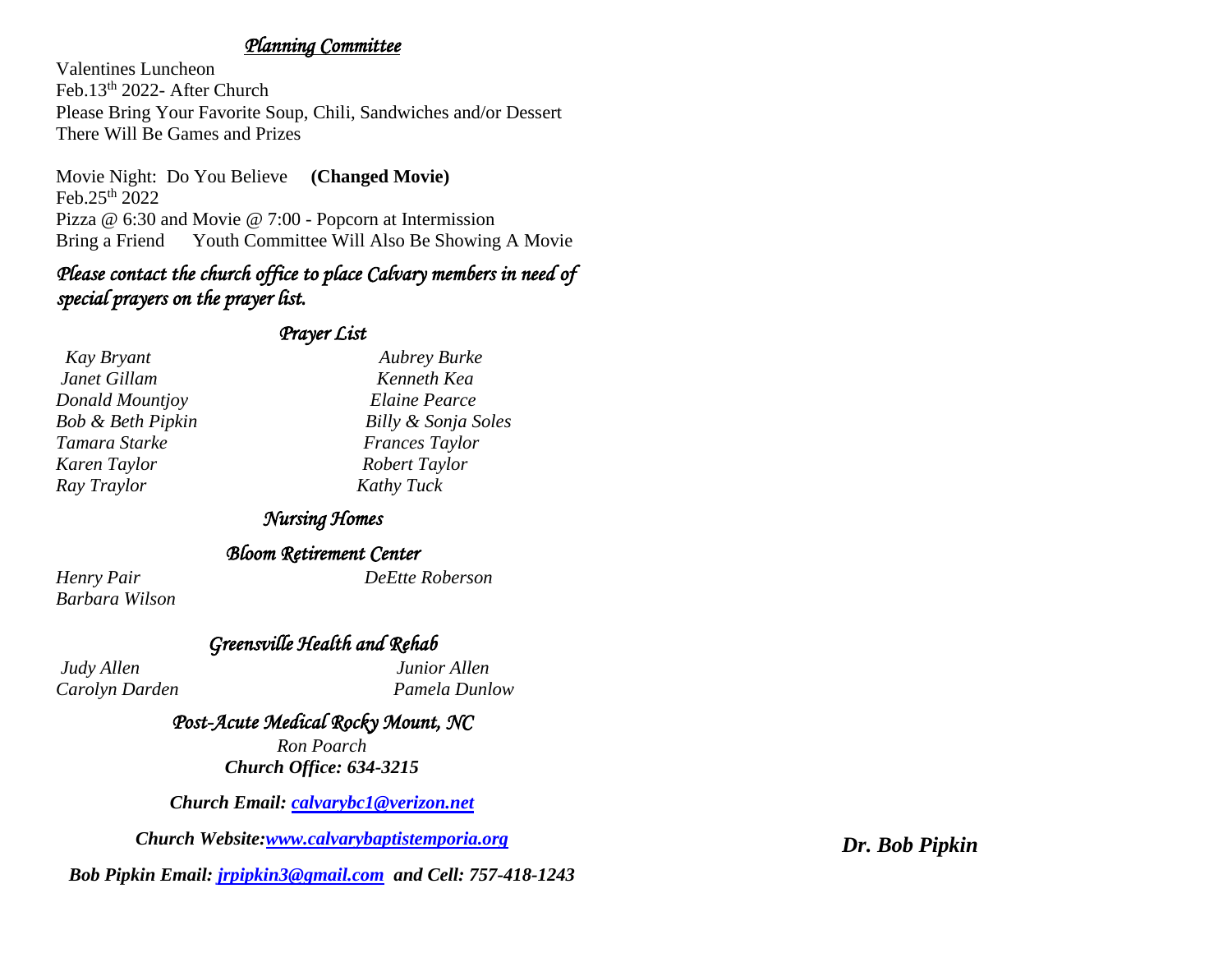## *Planning Committee*

Valentines Luncheon
Feb.13th 2022- After Church
Please Bring Your Favorite Soup, Chili, Sandwiches and/or Dessert
There Will Be Games and Prizes

Movie Night: Do You Believe **(Changed Movie)**
Feb.25th 2022
Pizza @ 6:30 and Movie @ 7:00 - Popcorn at Intermission
Bring a Friend Youth Committee Will Also Be Showing A Movie

*Please contact the church office to place Calvary members in need of special prayers on the prayer list.*

## *Prayer List*

*Kay Bryant*
*Aubrey Burke*
*Janet Gillam*
*Kenneth Kea*
*Donald Mountjoy*
*Elaine Pearce*
*Bob & Beth Pipkin*
*Billy & Sonja Soles*
*Tamara Starke*
*Frances Taylor*
*Karen Taylor*
*Robert Taylor*
*Ray Traylor*
*Kathy Tuck*

## *Nursing Homes*

### *Bloom Retirement Center*

*Henry Pair*
*DeEtte Roberson*
*Barbara Wilson*

### *Greensville Health and Rehab*

*Judy Allen*
*Junior Allen*
*Carolyn Darden*
*Pamela Dunlow*

### *Post-Acute Medical Rocky Mount, NC*

*Ron Poarch*

***Church Office: 634-3215***

***Church Email: calvarybc1@verizon.net***

***Church Website:www.calvarybaptistemporia.org***

***Bob Pipkin Email: jrpipkin3@gmail.com and Cell: 757-418-1243***

***Dr. Bob Pipkin***